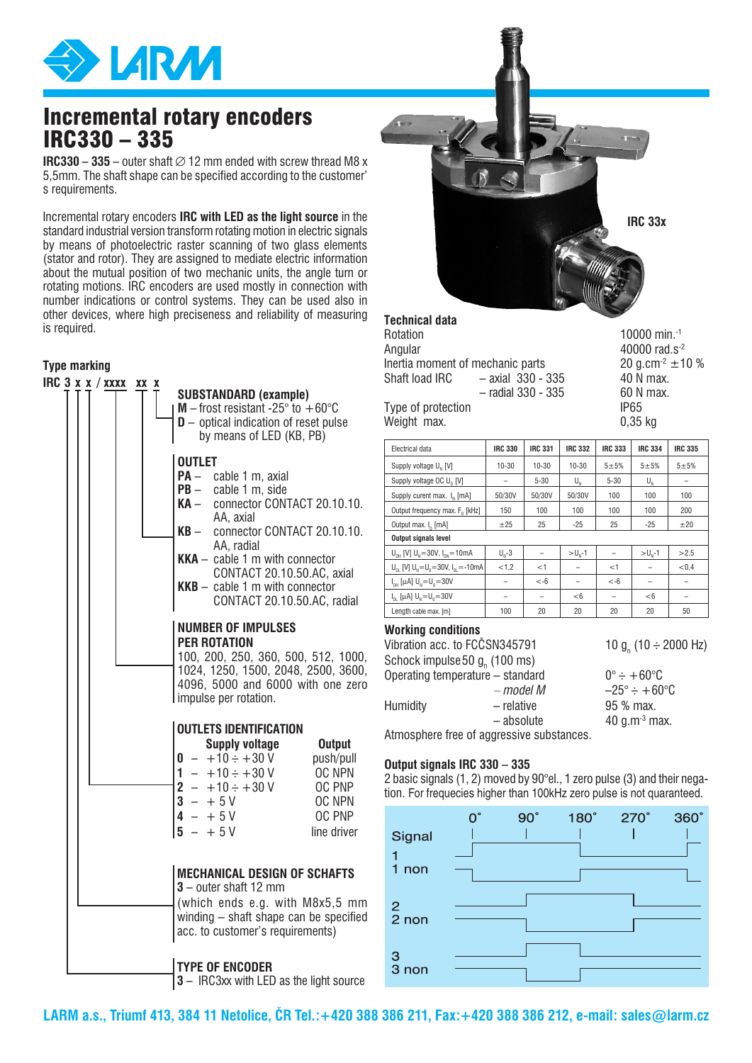# Incremental rotary encoders IRC330 – 335

**IRC330** – **335** – outer shaft ∅ 12 mm ended with screw thread M8 x 5,5mm. The shaft shape can be specified according to the customer' s requirements.

Incremental rotary encoders **IRC with LED as the light source** in the standard industrial version transform rotating motion in electric signals by means of photoelectric raster scanning of two glass elements (stator and rotor). They are assigned to mediate electric information about the mutual position of two mechanic units, the angle turn or rotating motions. IRC encoders are used mostly in connection with number indications or control systems. They can be used also in other devices, where high preciseness and reliability of measuring is required.

## Type marking

**IRC 3 x x / xxxx xx x**

**SUBSTANDARD (example)**

- **M** – frost resistant -25° to +60°C
- **D** – optical indication of reset pulse by means of LED (KB, PB)

**OUTLET**

- **PA** – cable 1 m, axial
- **PB** – cable 1 m, side
- **KA** – connector CONTACT 20.10.10. AA, axial
- **KB** – connector CONTACT 20.10.10. AA, radial
- **KKA** – cable 1 m with connector CONTACT 20.10.50.AC, axial
- **KKB** – cable 1 m with connector CONTACT 20.10.50.AC, radial

**NUMBER OF IMPULSES PER ROTATION**

100, 200, 250, 360, 500, 512, 1000, 1024, 1250, 1500, 2048, 2500, 3600, 4096, 5000 and 6000 with one zero impulse per rotation.

**OUTLETS IDENTIFICATION**

| | Supply voltage | Output |
|---|---|---|
| **0** | – +10 ÷ +30 V | push/pull |
| **1** | – +10 ÷ +30 V | OC NPN |
| **2** | – +10 ÷ +30 V | OC PNP |
| **3** | – + 5 V | OC NPN |
| **4** | – + 5 V | OC PNP |
| **5** | – + 5 V | line driver |

**MECHANICAL DESIGN OF SCHAFTS**

**3** – outer shaft 12 mm

(which ends e.g. with M8x5,5 mm winding – shaft shape can be specified acc. to customer's requirements)

**TYPE OF ENCODER**

**3** – IRC3xx with LED as the light source

**IRC 33x**

## Technical data

| | |
|---|---|
| Rotation | 10000 min.$^{-1}$ |
| Angular | 40000 rad.s$^{-2}$ |
| Inertia moment of mechanic parts | 20 g.cm$^{-2}$ ±10 % |
| Shaft load IRC – axial 330 - 335 | 40 N max. |
| – radial 330 - 335 | 60 N max. |
| Type of protection | IP65 |
| Weight max. | 0,35 kg |

| Electrical data | IRC 330 | IRC 331 | IRC 332 | IRC 333 | IRC 334 | IRC 335 |
|---|---|---|---|---|---|---|
| Supply voltage $U_N$ [V] | 10-30 | 10-30 | 10-30 | 5±5% | 5±5% | 5±5% |
| Supply voltage OC $U_0$ [V] | – | 5-30 | $U_N$ | 5-30 | $U_N$ | – |
| Supply curent max. $I_N$ [mA] | 50/30V | 50/30V | 50/30V | 100 | 100 | 100 |
| Output frequency max. $F_0$ [kHz] | 150 | 100 | 100 | 100 | 100 | 200 |
| Output max. $I_0$ [mA] | ±25 | 25 | -25 | 25 | -25 | ±20 |
| **Output signals level** | | | | | | |
| $U_{OH}$ [V] $U_N$=30V, $I_{OH}$=10mA | $U_N$-3 | – | >$U_N$-1 | – | >$U_N$-1 | >2.5 |
| $U_{OL}$ [V] $U_N$=$U_0$=30V, $I_{OL}$=-10mA | <1,2 | <1 | – | <1 | – | <0,4 |
| $I_{OH}$ [μA] $U_N$=$U_0$=30V | – | <-6 | – | <-6 | – | – |
| $I_{OL}$ [μA] $U_N$=$U_0$=30V | – | – | <6 | – | <6 | – |
| Length cable max. [m] | 100 | 20 | 20 | 20 | 20 | 50 |

## Working conditions

| | | |
|---|---|---|
| Vibration acc. to FCČSN345791 | | 10 $g_n$ (10 ÷ 2000 Hz) |
| Schock impulse 50 $g_n$ (100 ms) | | |
| Operating temperature | – standard | 0° ÷ +60°C |
| | – *model M* | –25° ÷ +60°C |
| Humidity | – relative | 95 % max. |
| | – absolute | 40 g.m$^{-3}$ max. |

Atmosphere free of aggressive substances.

## Output signals IRC 330 – 335

2 basic signals (1, 2) moved by 90°el., 1 zero pulse (3) and their negation. For frequecies higher than 100kHz zero pulse is not quaranteed.

Signal: 0°, 90°, 180°, 270°, 360°

1, 1 non, 2, 2 non, 3, 3 non

**LARM a.s., Triumf 413, 384 11 Netolice, ČR Tel.:+420 388 386 211, Fax:+420 388 386 212, e-mail: sales@larm.cz**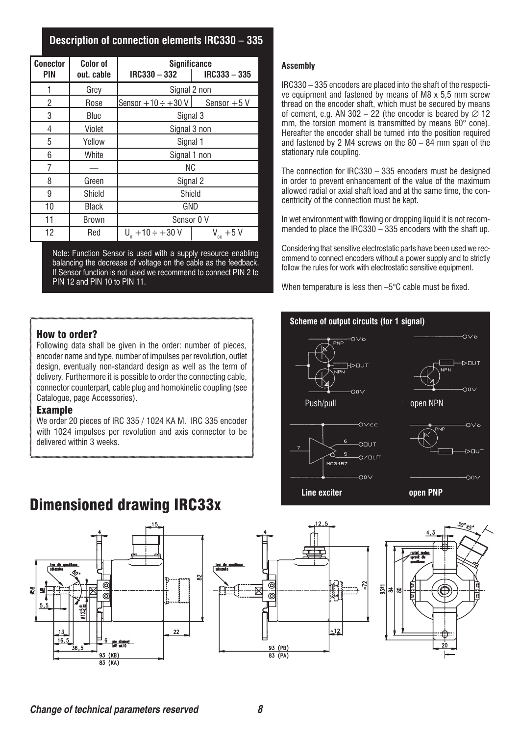## Description of connection elements IRC330 – 335

| Conector PIN | Color of out. cable | Significance IRC330 – 332 | IRC333 – 335 |
|---|---|---|---|
| 1 | Grey | Signal 2 non | |
| 2 | Rose | Sensor +10 ÷ +30 V | Sensor +5 V |
| 3 | Blue | Signal 3 | |
| 4 | Violet | Signal 3 non | |
| 5 | Yellow | Signal 1 | |
| 6 | White | Signal 1 non | |
| 7 | — | NC | |
| 8 | Green | Signal 2 | |
| 9 | Shield | Shield | |
| 10 | Black | GND | |
| 11 | Brown | Sensor 0 V | |
| 12 | Red | $U_n$ +10 ÷ +30 V | $V_{cc}$ +5 V |

Note: Function Sensor is used with a supply resource enabling balancing the decrease of voltage on the cable as the feedback. If Sensor function is not used we recommend to connect PIN 2 to PIN 12 and PIN 10 to PIN 11.

### Assembly

IRC330 – 335 encoders are placed into the shaft of the respective equipment and fastened by means of M8 x 5,5 mm screw thread on the encoder shaft, which must be secured by means of cement, e.g. AN 302 – 22 (the encoder is beared by ∅ 12 mm, the torsion moment is transmitted by means 60° cone). Hereafter the encoder shall be turned into the position required and fastened by 2 M4 screws on the 80 – 84 mm span of the stationary rule coupling.

The connection for IRC330 – 335 encoders must be designed in order to prevent enhancement of the value of the maximum allowed radial or axial shaft load and at the same time, the concentricity of the connection must be kept.

In wet environment with flowing or dropping liquid it is not recommended to place the IRC330 – 335 encoders with the shaft up.

Considering that sensitive electrostatic parts have been used we recommend to connect encoders without a power supply and to strictly follow the rules for work with electrostatic sensitive equipment.

When temperature is less then –5°C cable must be fixed.

### How to order?

Following data shall be given in the order: number of pieces, encoder name and type, number of impulses per revolution, outlet design, eventually non-standard design as well as the term of delivery. Furthermore it is possible to order the connecting cable, connector counterpart, cable plug and homokinetic coupling (see Catalogue, page Accessories).

### Example

We order 20 pieces of IRC 335 / 1024 KA M. IRC 335 encoder with 1024 impulses per revolution and axis connector to be delivered within 3 weeks.

### Scheme of output circuits (for 1 signal)

PNP
Vb
OUT
NPN
0V
Push/pull

Vb
OUT
NPN
0V
open NPN

Vcc
7
6
OUT
5
/OUT
MC3487
0V
Line exciter

PNP
Vb
OUT
0V
open PNP

## Dimensioned drawing IRC33x

4
15
tvar dle specifikace zákazníka
60°
ø58
M8
5,5
ø12-0,01/-0,02
82
13
16,5
36,5
6
pro šroubový kód vel.10
22
93 (KB)
83 (KA)

4
12,5
tvar dle specifikace zákazníka
≈72
~12
93 (PB)
83 (PA)

30° ±5°
4,3
rozteč možno upravit dle specifikace
93±1
84
80
20